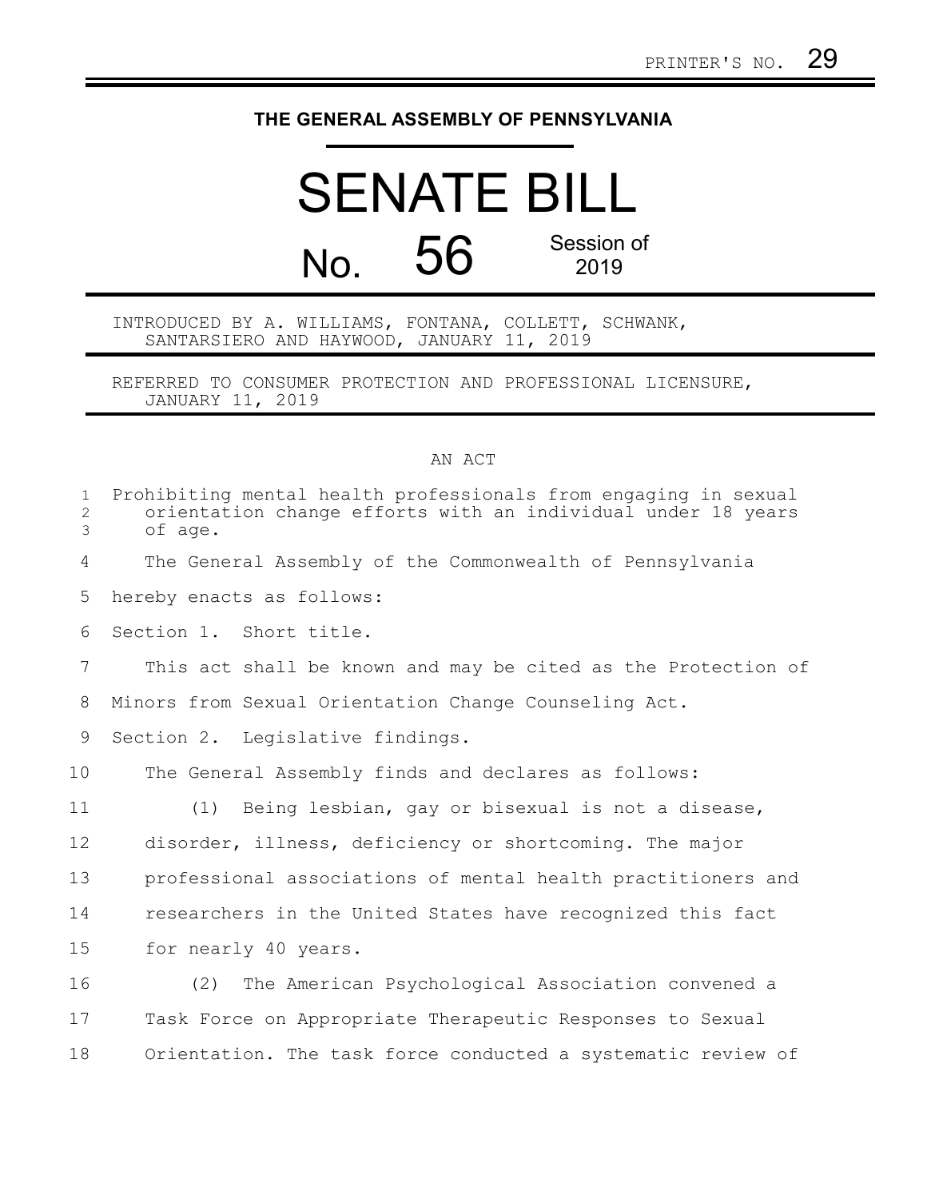PRINTER'S NO. 29

# THE GENERAL ASSEMBLY OF PENNSYLVANIA

# SENATE BILL

## No. 56 Session of 2019

INTRODUCED BY A. WILLIAMS, FONTANA, COLLETT, SCHWANK, SANTARSIERO AND HAYWOOD, JANUARY 11, 2019

REFERRED TO CONSUMER PROTECTION AND PROFESSIONAL LICENSURE, JANUARY 11, 2019

AN ACT

Prohibiting mental health professionals from engaging in sexual orientation change efforts with an individual under 18 years of age.

The General Assembly of the Commonwealth of Pennsylvania hereby enacts as follows:

Section 1. Short title.

This act shall be known and may be cited as the Protection of Minors from Sexual Orientation Change Counseling Act.

Section 2. Legislative findings.

The General Assembly finds and declares as follows:

(1) Being lesbian, gay or bisexual is not a disease, disorder, illness, deficiency or shortcoming. The major professional associations of mental health practitioners and researchers in the United States have recognized this fact for nearly 40 years.

(2) The American Psychological Association convened a Task Force on Appropriate Therapeutic Responses to Sexual Orientation. The task force conducted a systematic review of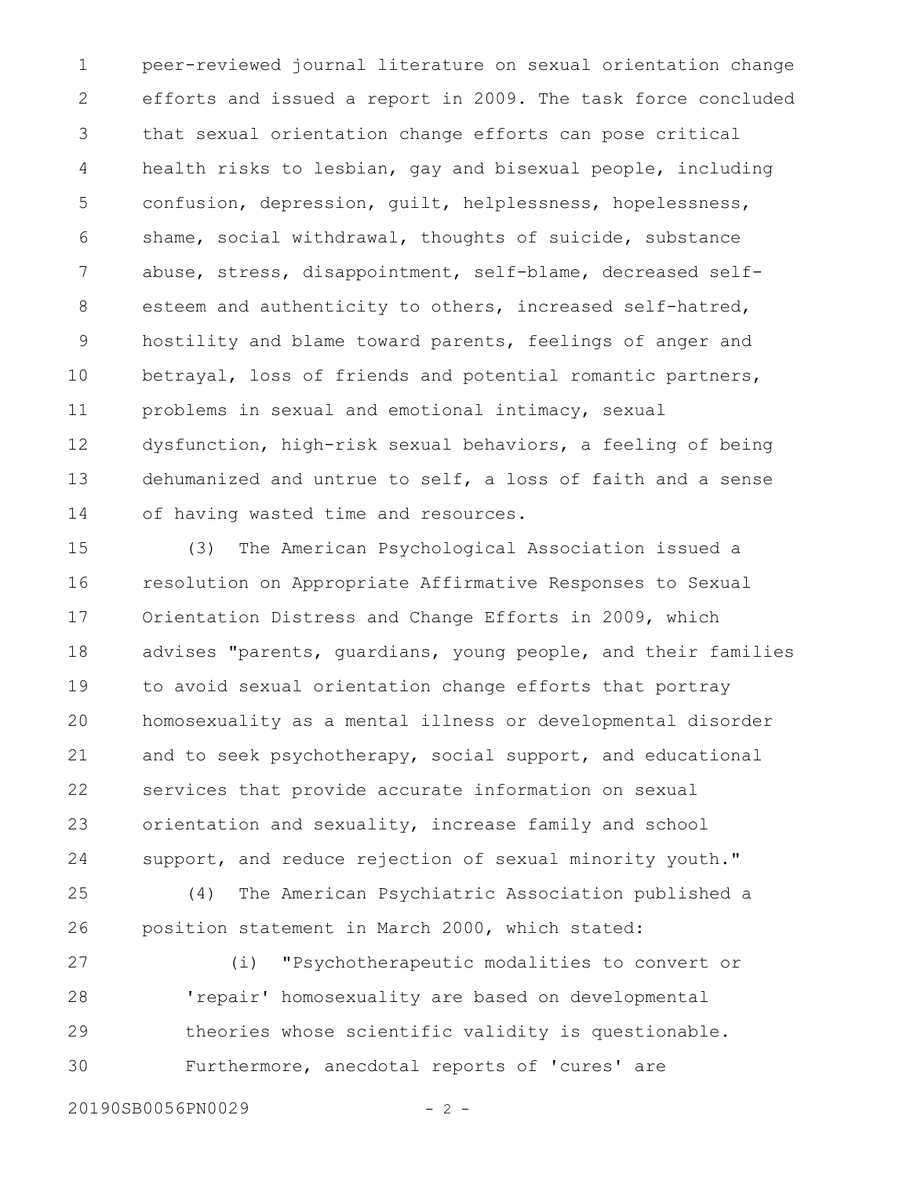peer-reviewed journal literature on sexual orientation change efforts and issued a report in 2009. The task force concluded that sexual orientation change efforts can pose critical health risks to lesbian, gay and bisexual people, including confusion, depression, guilt, helplessness, hopelessness, shame, social withdrawal, thoughts of suicide, substance abuse, stress, disappointment, self-blame, decreased self-esteem and authenticity to others, increased self-hatred, hostility and blame toward parents, feelings of anger and betrayal, loss of friends and potential romantic partners, problems in sexual and emotional intimacy, sexual dysfunction, high-risk sexual behaviors, a feeling of being dehumanized and untrue to self, a loss of faith and a sense of having wasted time and resources.

(3) The American Psychological Association issued a resolution on Appropriate Affirmative Responses to Sexual Orientation Distress and Change Efforts in 2009, which advises "parents, guardians, young people, and their families to avoid sexual orientation change efforts that portray homosexuality as a mental illness or developmental disorder and to seek psychotherapy, social support, and educational services that provide accurate information on sexual orientation and sexuality, increase family and school support, and reduce rejection of sexual minority youth."

(4) The American Psychiatric Association published a position statement in March 2000, which stated:

(i) "Psychotherapeutic modalities to convert or 'repair' homosexuality are based on developmental theories whose scientific validity is questionable. Furthermore, anecdotal reports of 'cures' are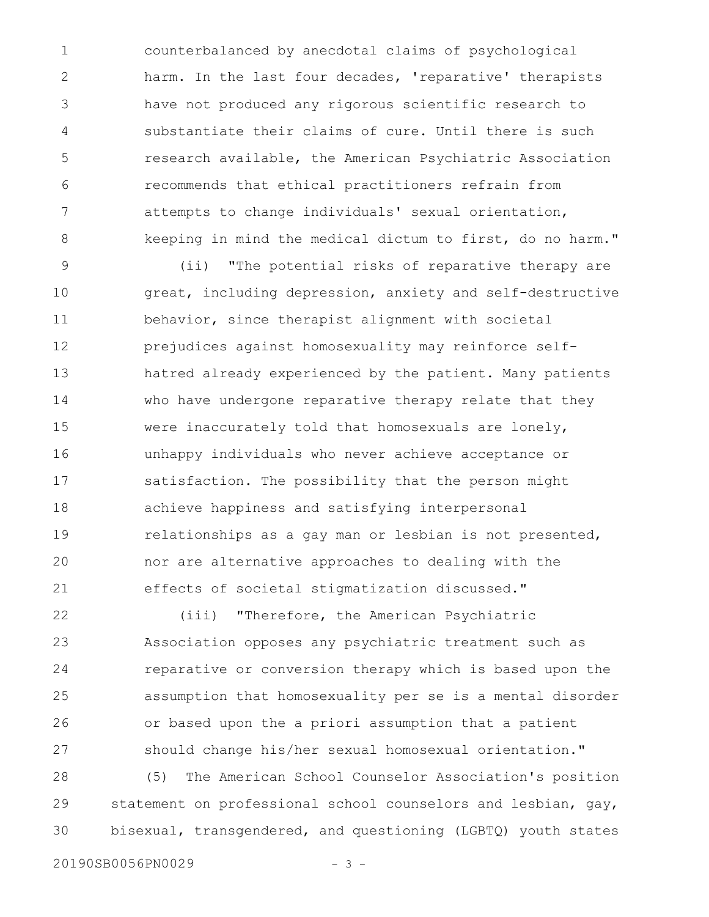counterbalanced by anecdotal claims of psychological harm. In the last four decades, 'reparative' therapists have not produced any rigorous scientific research to substantiate their claims of cure. Until there is such research available, the American Psychiatric Association recommends that ethical practitioners refrain from attempts to change individuals' sexual orientation, keeping in mind the medical dictum to first, do no harm."

(ii) "The potential risks of reparative therapy are great, including depression, anxiety and self-destructive behavior, since therapist alignment with societal prejudices against homosexuality may reinforce self-hatred already experienced by the patient. Many patients who have undergone reparative therapy relate that they were inaccurately told that homosexuals are lonely, unhappy individuals who never achieve acceptance or satisfaction. The possibility that the person might achieve happiness and satisfying interpersonal relationships as a gay man or lesbian is not presented, nor are alternative approaches to dealing with the effects of societal stigmatization discussed."

(iii) "Therefore, the American Psychiatric Association opposes any psychiatric treatment such as reparative or conversion therapy which is based upon the assumption that homosexuality per se is a mental disorder or based upon the a priori assumption that a patient should change his/her sexual homosexual orientation."

(5) The American School Counselor Association's position statement on professional school counselors and lesbian, gay, bisexual, transgendered, and questioning (LGBTQ) youth states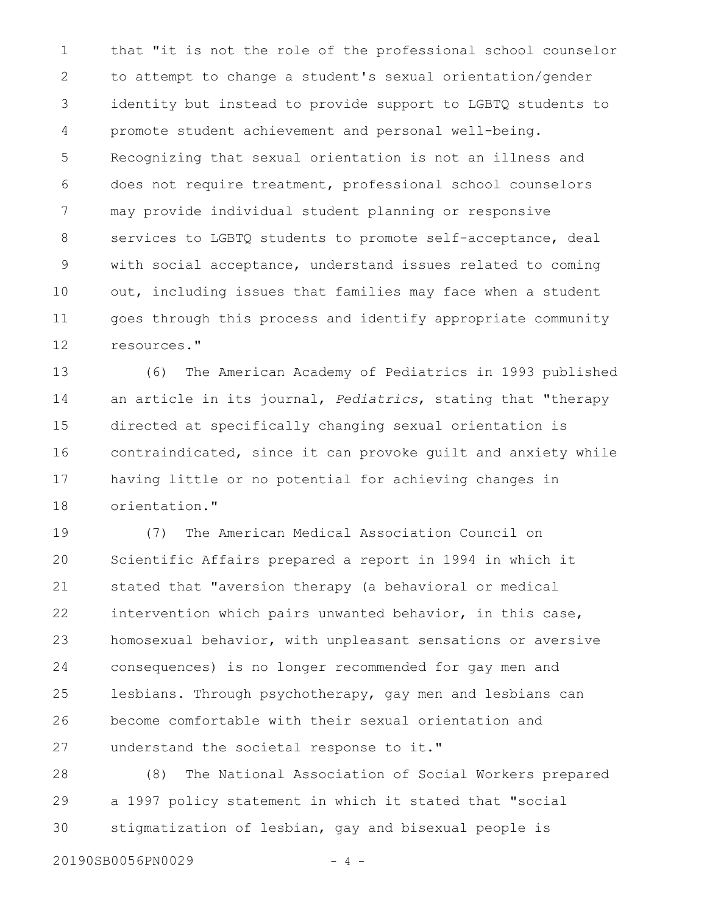that "it is not the role of the professional school counselor to attempt to change a student's sexual orientation/gender identity but instead to provide support to LGBTQ students to promote student achievement and personal well-being. Recognizing that sexual orientation is not an illness and does not require treatment, professional school counselors may provide individual student planning or responsive services to LGBTQ students to promote self-acceptance, deal with social acceptance, understand issues related to coming out, including issues that families may face when a student goes through this process and identify appropriate community resources."

(6) The American Academy of Pediatrics in 1993 published an article in its journal, *Pediatrics*, stating that "therapy directed at specifically changing sexual orientation is contraindicated, since it can provoke guilt and anxiety while having little or no potential for achieving changes in orientation."

(7) The American Medical Association Council on Scientific Affairs prepared a report in 1994 in which it stated that "aversion therapy (a behavioral or medical intervention which pairs unwanted behavior, in this case, homosexual behavior, with unpleasant sensations or aversive consequences) is no longer recommended for gay men and lesbians. Through psychotherapy, gay men and lesbians can become comfortable with their sexual orientation and understand the societal response to it."

(8) The National Association of Social Workers prepared a 1997 policy statement in which it stated that "social stigmatization of lesbian, gay and bisexual people is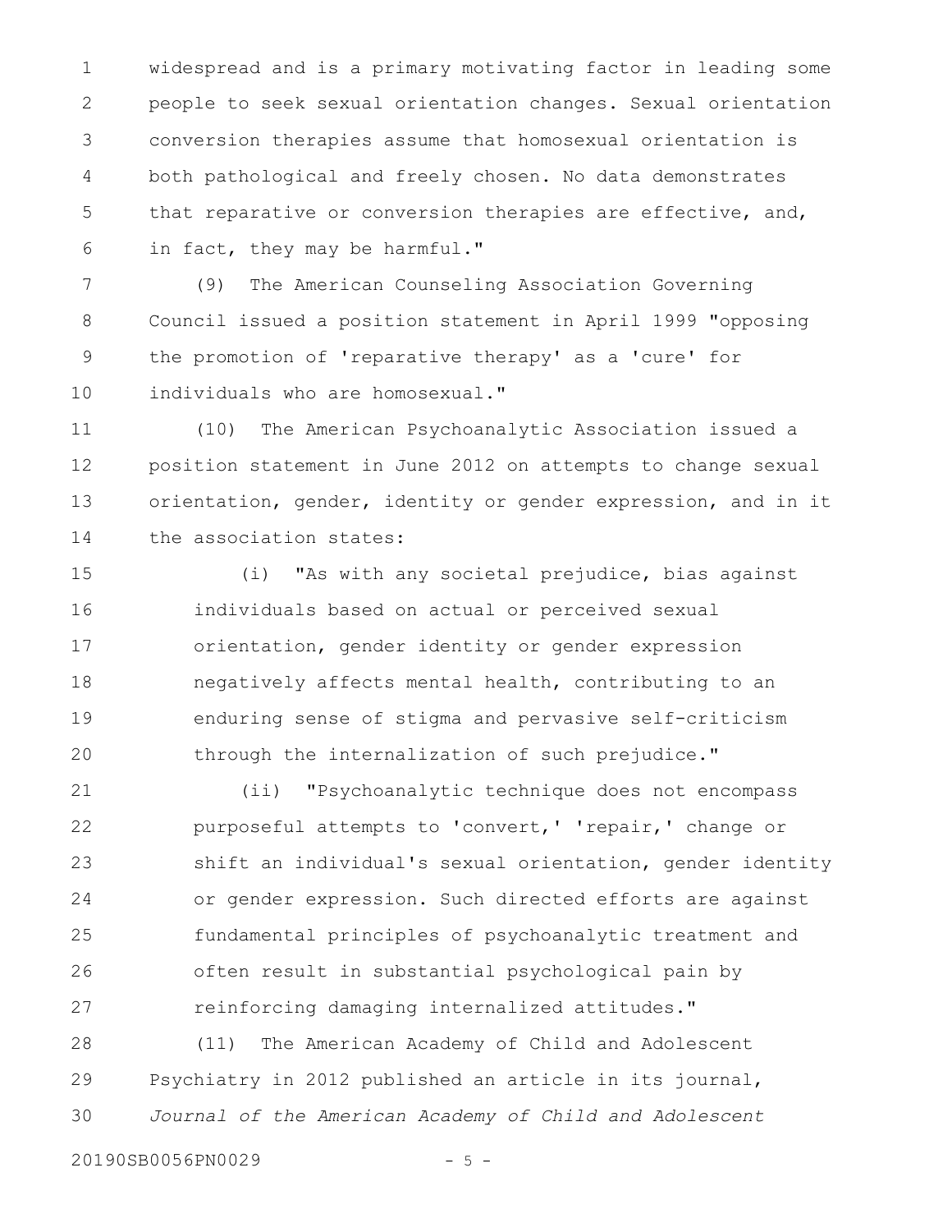widespread and is a primary motivating factor in leading some people to seek sexual orientation changes. Sexual orientation conversion therapies assume that homosexual orientation is both pathological and freely chosen. No data demonstrates that reparative or conversion therapies are effective, and, in fact, they may be harmful."

(9) The American Counseling Association Governing Council issued a position statement in April 1999 "opposing the promotion of 'reparative therapy' as a 'cure' for individuals who are homosexual."

(10) The American Psychoanalytic Association issued a position statement in June 2012 on attempts to change sexual orientation, gender, identity or gender expression, and in it the association states:

(i) "As with any societal prejudice, bias against individuals based on actual or perceived sexual orientation, gender identity or gender expression negatively affects mental health, contributing to an enduring sense of stigma and pervasive self-criticism through the internalization of such prejudice."

(ii) "Psychoanalytic technique does not encompass purposeful attempts to 'convert,' 'repair,' change or shift an individual's sexual orientation, gender identity or gender expression. Such directed efforts are against fundamental principles of psychoanalytic treatment and often result in substantial psychological pain by reinforcing damaging internalized attitudes."

(11) The American Academy of Child and Adolescent Psychiatry in 2012 published an article in its journal, *Journal of the American Academy of Child and Adolescent*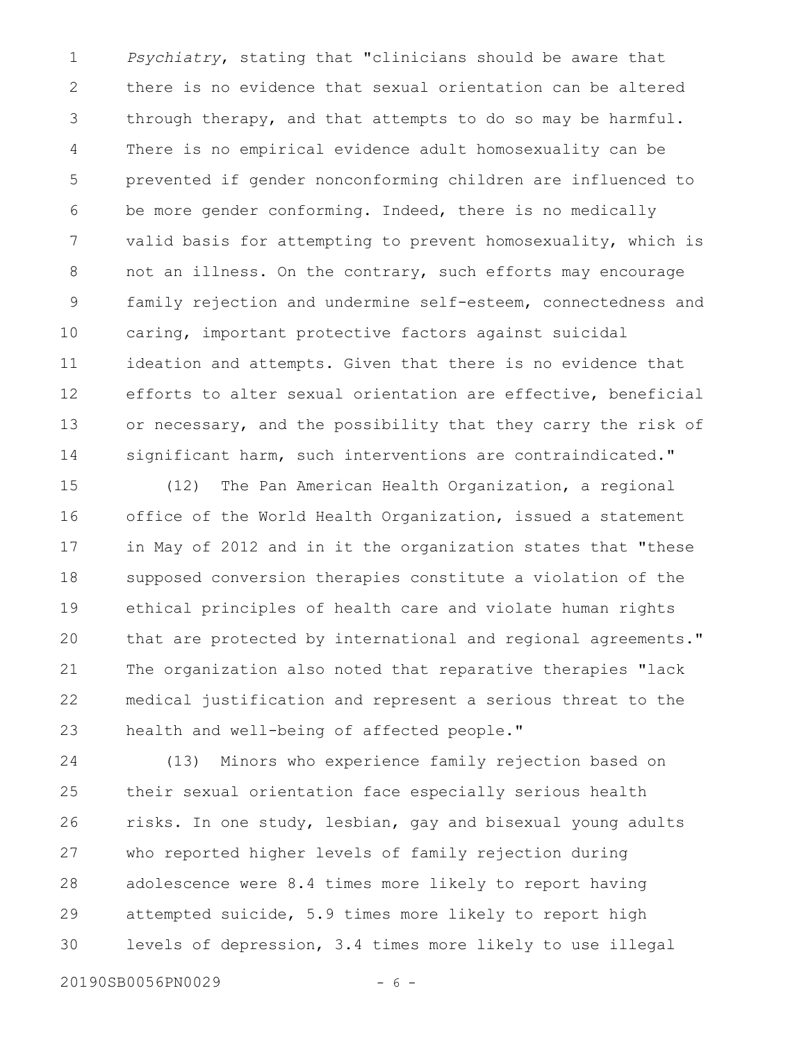*Psychiatry*, stating that "clinicians should be aware that there is no evidence that sexual orientation can be altered through therapy, and that attempts to do so may be harmful. There is no empirical evidence adult homosexuality can be prevented if gender nonconforming children are influenced to be more gender conforming. Indeed, there is no medically valid basis for attempting to prevent homosexuality, which is not an illness. On the contrary, such efforts may encourage family rejection and undermine self-esteem, connectedness and caring, important protective factors against suicidal ideation and attempts. Given that there is no evidence that efforts to alter sexual orientation are effective, beneficial or necessary, and the possibility that they carry the risk of significant harm, such interventions are contraindicated."

(12) The Pan American Health Organization, a regional office of the World Health Organization, issued a statement in May of 2012 and in it the organization states that "these supposed conversion therapies constitute a violation of the ethical principles of health care and violate human rights that are protected by international and regional agreements." The organization also noted that reparative therapies "lack medical justification and represent a serious threat to the health and well-being of affected people."

(13) Minors who experience family rejection based on their sexual orientation face especially serious health risks. In one study, lesbian, gay and bisexual young adults who reported higher levels of family rejection during adolescence were 8.4 times more likely to report having attempted suicide, 5.9 times more likely to report high levels of depression, 3.4 times more likely to use illegal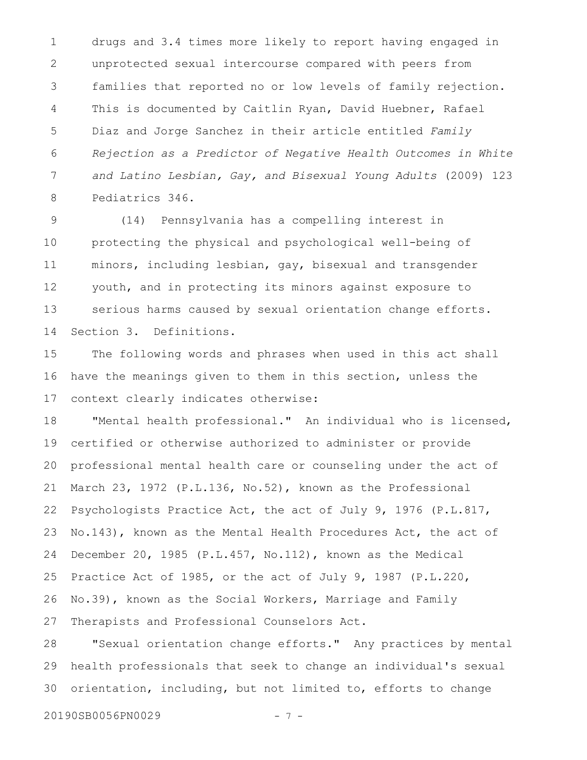drugs and 3.4 times more likely to report having engaged in unprotected sexual intercourse compared with peers from families that reported no or low levels of family rejection. This is documented by Caitlin Ryan, David Huebner, Rafael Diaz and Jorge Sanchez in their article entitled *Family Rejection as a Predictor of Negative Health Outcomes in White and Latino Lesbian, Gay, and Bisexual Young Adults* (2009) 123 Pediatrics 346.

(14) Pennsylvania has a compelling interest in protecting the physical and psychological well-being of minors, including lesbian, gay, bisexual and transgender youth, and in protecting its minors against exposure to serious harms caused by sexual orientation change efforts.

Section 3. Definitions.

The following words and phrases when used in this act shall have the meanings given to them in this section, unless the context clearly indicates otherwise:

"Mental health professional." An individual who is licensed, certified or otherwise authorized to administer or provide professional mental health care or counseling under the act of March 23, 1972 (P.L.136, No.52), known as the Professional Psychologists Practice Act, the act of July 9, 1976 (P.L.817, No.143), known as the Mental Health Procedures Act, the act of December 20, 1985 (P.L.457, No.112), known as the Medical Practice Act of 1985, or the act of July 9, 1987 (P.L.220, No.39), known as the Social Workers, Marriage and Family Therapists and Professional Counselors Act.

"Sexual orientation change efforts." Any practices by mental health professionals that seek to change an individual's sexual orientation, including, but not limited to, efforts to change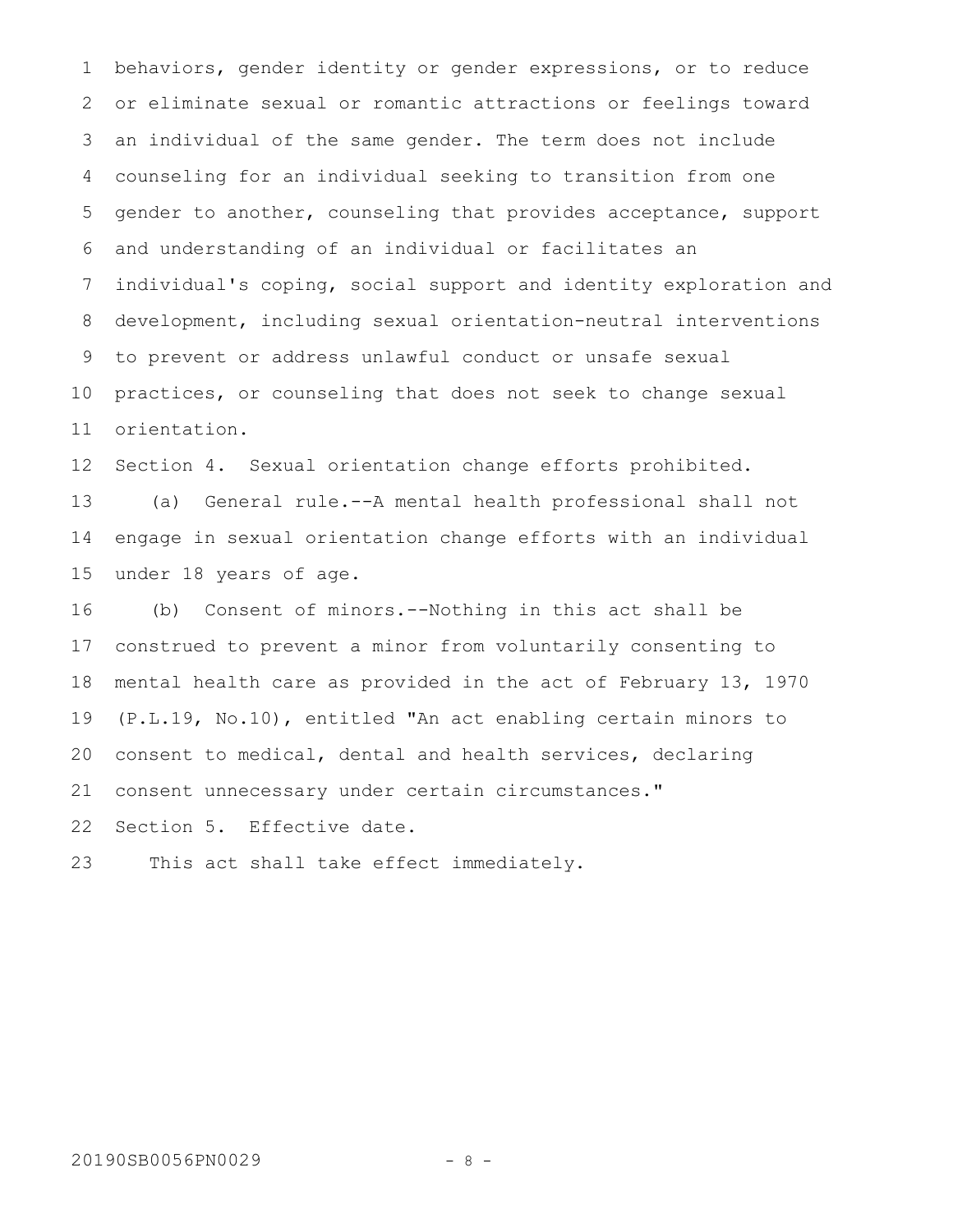behaviors, gender identity or gender expressions, or to reduce or eliminate sexual or romantic attractions or feelings toward an individual of the same gender. The term does not include counseling for an individual seeking to transition from one gender to another, counseling that provides acceptance, support and understanding of an individual or facilitates an individual's coping, social support and identity exploration and development, including sexual orientation-neutral interventions to prevent or address unlawful conduct or unsafe sexual practices, or counseling that does not seek to change sexual orientation.

Section 4. Sexual orientation change efforts prohibited.

(a) General rule.--A mental health professional shall not engage in sexual orientation change efforts with an individual under 18 years of age.

(b) Consent of minors.--Nothing in this act shall be construed to prevent a minor from voluntarily consenting to mental health care as provided in the act of February 13, 1970 (P.L.19, No.10), entitled "An act enabling certain minors to consent to medical, dental and health services, declaring consent unnecessary under certain circumstances."

Section 5. Effective date.

This act shall take effect immediately.